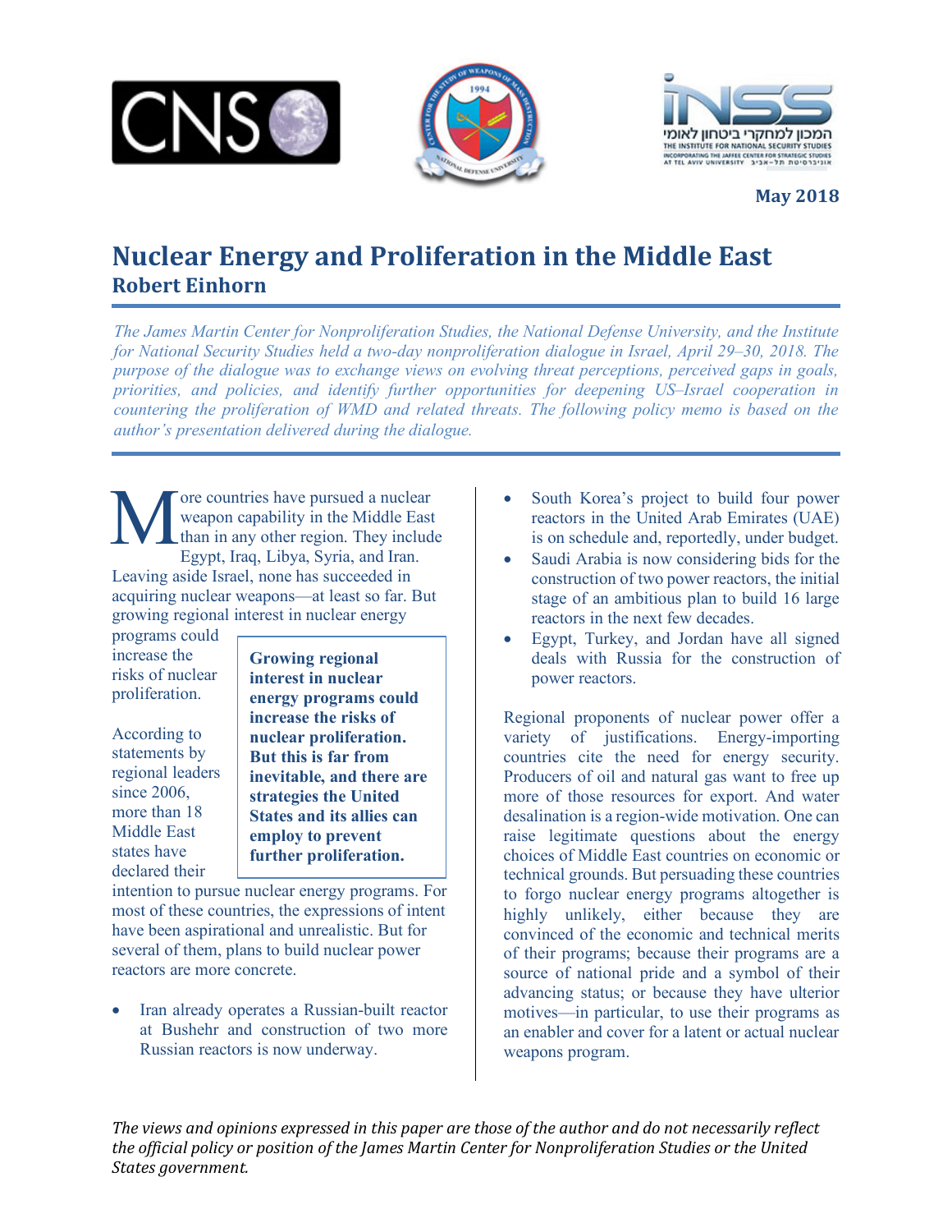May 2018

# Nuclear Energy and Proliferation in the Middle East

## Robert Einhorn

*The James Martin Center for Nonproliferation Studies, the National Defense University, and the Institute for National Security Studies held a two-day nonproliferation dialogue in Israel, April 29–30, 2018. The purpose of the dialogue was to exchange views on evolving threat perceptions, perceived gaps in goals, priorities, and policies, and identify further opportunities for deepening US–Israel cooperation in countering the proliferation of WMD and related threats. The following policy memo is based on the author's presentation delivered during the dialogue.*

More countries have pursued a nuclear weapon capability in the Middle East than in any other region. They include Egypt, Iraq, Libya, Syria, and Iran. Leaving aside Israel, none has succeeded in acquiring nuclear weapons—at least so far. But growing regional interest in nuclear energy programs could increase the risks of nuclear proliferation.

> **Growing regional interest in nuclear energy programs could increase the risks of nuclear proliferation. But this is far from inevitable, and there are strategies the United States and its allies can employ to prevent further proliferation.**

According to statements by regional leaders since 2006, more than 18 Middle East states have declared their intention to pursue nuclear energy programs. For most of these countries, the expressions of intent have been aspirational and unrealistic. But for several of them, plans to build nuclear power reactors are more concrete.

- Iran already operates a Russian-built reactor at Bushehr and construction of two more Russian reactors is now underway.
- South Korea's project to build four power reactors in the United Arab Emirates (UAE) is on schedule and, reportedly, under budget.
- Saudi Arabia is now considering bids for the construction of two power reactors, the initial stage of an ambitious plan to build 16 large reactors in the next few decades.
- Egypt, Turkey, and Jordan have all signed deals with Russia for the construction of power reactors.

Regional proponents of nuclear power offer a variety of justifications. Energy-importing countries cite the need for energy security. Producers of oil and natural gas want to free up more of those resources for export. And water desalination is a region-wide motivation. One can raise legitimate questions about the energy choices of Middle East countries on economic or technical grounds. But persuading these countries to forgo nuclear energy programs altogether is highly unlikely, either because they are convinced of the economic and technical merits of their programs; because their programs are a source of national pride and a symbol of their advancing status; or because they have ulterior motives—in particular, to use their programs as an enabler and cover for a latent or actual nuclear weapons program.

*The views and opinions expressed in this paper are those of the author and do not necessarily reflect the official policy or position of the James Martin Center for Nonproliferation Studies or the United States government.*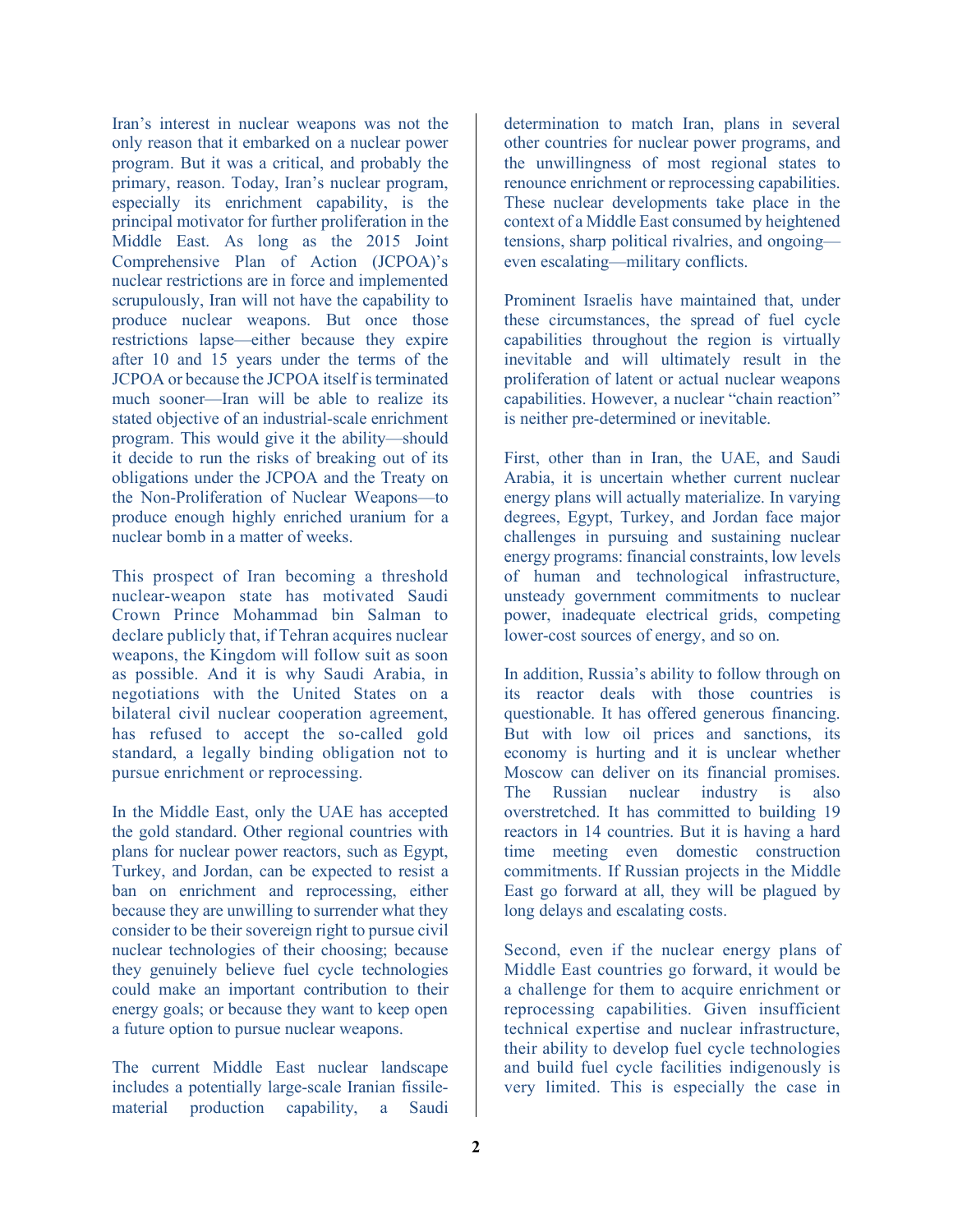Iran's interest in nuclear weapons was not the only reason that it embarked on a nuclear power program. But it was a critical, and probably the primary, reason. Today, Iran's nuclear program, especially its enrichment capability, is the principal motivator for further proliferation in the Middle East. As long as the 2015 Joint Comprehensive Plan of Action (JCPOA)'s nuclear restrictions are in force and implemented scrupulously, Iran will not have the capability to produce nuclear weapons. But once those restrictions lapse—either because they expire after 10 and 15 years under the terms of the JCPOA or because the JCPOA itself is terminated much sooner—Iran will be able to realize its stated objective of an industrial-scale enrichment program. This would give it the ability—should it decide to run the risks of breaking out of its obligations under the JCPOA and the Treaty on the Non-Proliferation of Nuclear Weapons—to produce enough highly enriched uranium for a nuclear bomb in a matter of weeks.

This prospect of Iran becoming a threshold nuclear-weapon state has motivated Saudi Crown Prince Mohammad bin Salman to declare publicly that, if Tehran acquires nuclear weapons, the Kingdom will follow suit as soon as possible. And it is why Saudi Arabia, in negotiations with the United States on a bilateral civil nuclear cooperation agreement, has refused to accept the so-called gold standard, a legally binding obligation not to pursue enrichment or reprocessing.

In the Middle East, only the UAE has accepted the gold standard. Other regional countries with plans for nuclear power reactors, such as Egypt, Turkey, and Jordan, can be expected to resist a ban on enrichment and reprocessing, either because they are unwilling to surrender what they consider to be their sovereign right to pursue civil nuclear technologies of their choosing; because they genuinely believe fuel cycle technologies could make an important contribution to their energy goals; or because they want to keep open a future option to pursue nuclear weapons.

The current Middle East nuclear landscape includes a potentially large-scale Iranian fissile-material production capability, a Saudi determination to match Iran, plans in several other countries for nuclear power programs, and the unwillingness of most regional states to renounce enrichment or reprocessing capabilities. These nuclear developments take place in the context of a Middle East consumed by heightened tensions, sharp political rivalries, and ongoing—even escalating—military conflicts.

Prominent Israelis have maintained that, under these circumstances, the spread of fuel cycle capabilities throughout the region is virtually inevitable and will ultimately result in the proliferation of latent or actual nuclear weapons capabilities. However, a nuclear "chain reaction" is neither pre-determined or inevitable.

First, other than in Iran, the UAE, and Saudi Arabia, it is uncertain whether current nuclear energy plans will actually materialize. In varying degrees, Egypt, Turkey, and Jordan face major challenges in pursuing and sustaining nuclear energy programs: financial constraints, low levels of human and technological infrastructure, unsteady government commitments to nuclear power, inadequate electrical grids, competing lower-cost sources of energy, and so on.

In addition, Russia's ability to follow through on its reactor deals with those countries is questionable. It has offered generous financing. But with low oil prices and sanctions, its economy is hurting and it is unclear whether Moscow can deliver on its financial promises. The Russian nuclear industry is also overstretched. It has committed to building 19 reactors in 14 countries. But it is having a hard time meeting even domestic construction commitments. If Russian projects in the Middle East go forward at all, they will be plagued by long delays and escalating costs.

Second, even if the nuclear energy plans of Middle East countries go forward, it would be a challenge for them to acquire enrichment or reprocessing capabilities. Given insufficient technical expertise and nuclear infrastructure, their ability to develop fuel cycle technologies and build fuel cycle facilities indigenously is very limited. This is especially the case in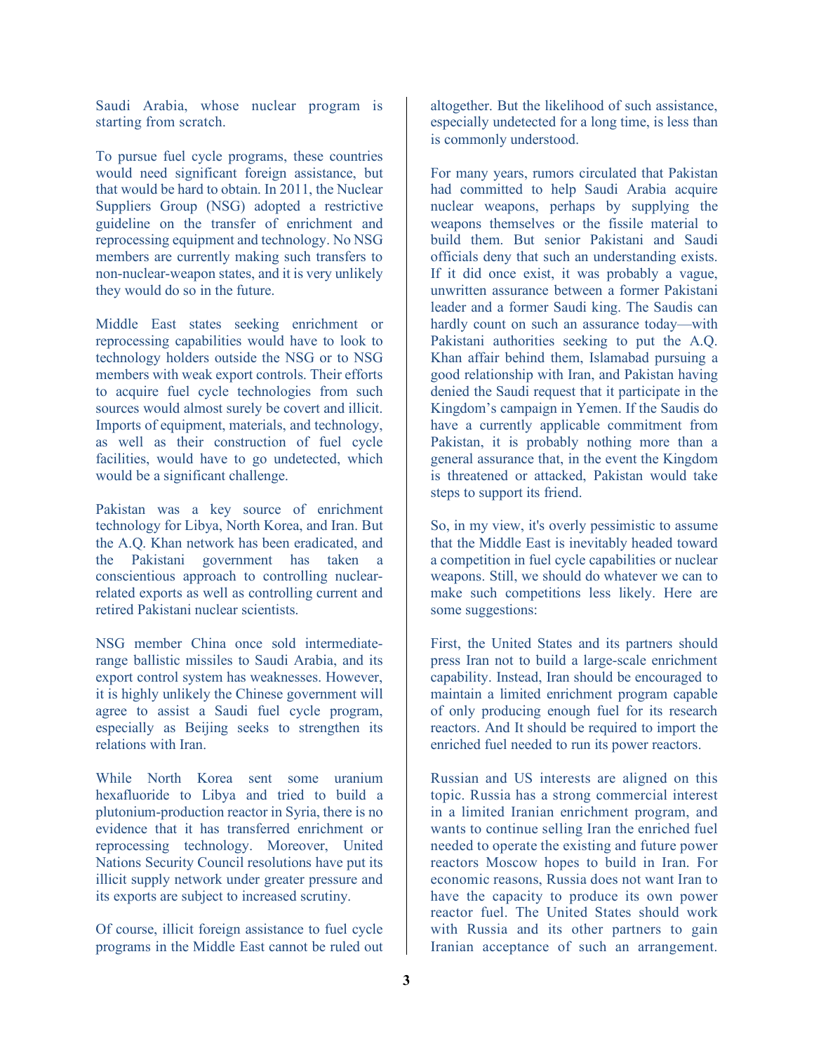Saudi Arabia, whose nuclear program is starting from scratch.

To pursue fuel cycle programs, these countries would need significant foreign assistance, but that would be hard to obtain. In 2011, the Nuclear Suppliers Group (NSG) adopted a restrictive guideline on the transfer of enrichment and reprocessing equipment and technology. No NSG members are currently making such transfers to non-nuclear-weapon states, and it is very unlikely they would do so in the future.

Middle East states seeking enrichment or reprocessing capabilities would have to look to technology holders outside the NSG or to NSG members with weak export controls. Their efforts to acquire fuel cycle technologies from such sources would almost surely be covert and illicit. Imports of equipment, materials, and technology, as well as their construction of fuel cycle facilities, would have to go undetected, which would be a significant challenge.

Pakistan was a key source of enrichment technology for Libya, North Korea, and Iran. But the A.Q. Khan network has been eradicated, and the Pakistani government has taken a conscientious approach to controlling nuclear-related exports as well as controlling current and retired Pakistani nuclear scientists.

NSG member China once sold intermediate-range ballistic missiles to Saudi Arabia, and its export control system has weaknesses. However, it is highly unlikely the Chinese government will agree to assist a Saudi fuel cycle program, especially as Beijing seeks to strengthen its relations with Iran.

While North Korea sent some uranium hexafluoride to Libya and tried to build a plutonium-production reactor in Syria, there is no evidence that it has transferred enrichment or reprocessing technology. Moreover, United Nations Security Council resolutions have put its illicit supply network under greater pressure and its exports are subject to increased scrutiny.

Of course, illicit foreign assistance to fuel cycle programs in the Middle East cannot be ruled out altogether. But the likelihood of such assistance, especially undetected for a long time, is less than is commonly understood.

For many years, rumors circulated that Pakistan had committed to help Saudi Arabia acquire nuclear weapons, perhaps by supplying the weapons themselves or the fissile material to build them. But senior Pakistani and Saudi officials deny that such an understanding exists. If it did once exist, it was probably a vague, unwritten assurance between a former Pakistani leader and a former Saudi king. The Saudis can hardly count on such an assurance today—with Pakistani authorities seeking to put the A.Q. Khan affair behind them, Islamabad pursuing a good relationship with Iran, and Pakistan having denied the Saudi request that it participate in the Kingdom's campaign in Yemen. If the Saudis do have a currently applicable commitment from Pakistan, it is probably nothing more than a general assurance that, in the event the Kingdom is threatened or attacked, Pakistan would take steps to support its friend.

So, in my view, it's overly pessimistic to assume that the Middle East is inevitably headed toward a competition in fuel cycle capabilities or nuclear weapons. Still, we should do whatever we can to make such competitions less likely. Here are some suggestions:

First, the United States and its partners should press Iran not to build a large-scale enrichment capability. Instead, Iran should be encouraged to maintain a limited enrichment program capable of only producing enough fuel for its research reactors. And It should be required to import the enriched fuel needed to run its power reactors.

Russian and US interests are aligned on this topic. Russia has a strong commercial interest in a limited Iranian enrichment program, and wants to continue selling Iran the enriched fuel needed to operate the existing and future power reactors Moscow hopes to build in Iran. For economic reasons, Russia does not want Iran to have the capacity to produce its own power reactor fuel. The United States should work with Russia and its other partners to gain Iranian acceptance of such an arrangement.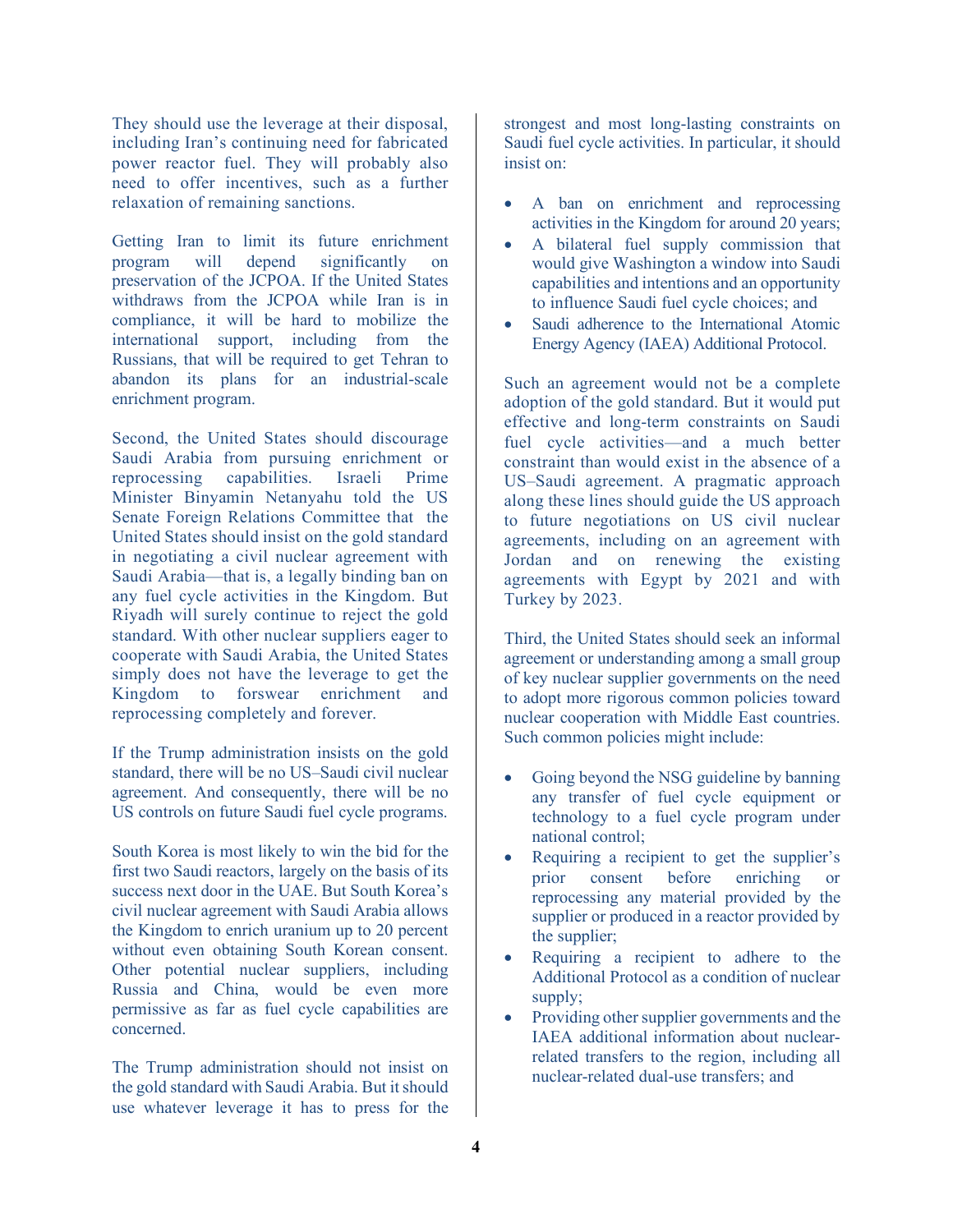They should use the leverage at their disposal, including Iran's continuing need for fabricated power reactor fuel. They will probably also need to offer incentives, such as a further relaxation of remaining sanctions.

Getting Iran to limit its future enrichment program will depend significantly on preservation of the JCPOA. If the United States withdraws from the JCPOA while Iran is in compliance, it will be hard to mobilize the international support, including from the Russians, that will be required to get Tehran to abandon its plans for an industrial-scale enrichment program.

Second, the United States should discourage Saudi Arabia from pursuing enrichment or reprocessing capabilities. Israeli Prime Minister Binyamin Netanyahu told the US Senate Foreign Relations Committee that the United States should insist on the gold standard in negotiating a civil nuclear agreement with Saudi Arabia—that is, a legally binding ban on any fuel cycle activities in the Kingdom. But Riyadh will surely continue to reject the gold standard. With other nuclear suppliers eager to cooperate with Saudi Arabia, the United States simply does not have the leverage to get the Kingdom to forswear enrichment and reprocessing completely and forever.

If the Trump administration insists on the gold standard, there will be no US–Saudi civil nuclear agreement. And consequently, there will be no US controls on future Saudi fuel cycle programs.

South Korea is most likely to win the bid for the first two Saudi reactors, largely on the basis of its success next door in the UAE. But South Korea's civil nuclear agreement with Saudi Arabia allows the Kingdom to enrich uranium up to 20 percent without even obtaining South Korean consent. Other potential nuclear suppliers, including Russia and China, would be even more permissive as far as fuel cycle capabilities are concerned.

The Trump administration should not insist on the gold standard with Saudi Arabia. But it should use whatever leverage it has to press for the strongest and most long-lasting constraints on Saudi fuel cycle activities. In particular, it should insist on:

- A ban on enrichment and reprocessing activities in the Kingdom for around 20 years;
- A bilateral fuel supply commission that would give Washington a window into Saudi capabilities and intentions and an opportunity to influence Saudi fuel cycle choices; and
- Saudi adherence to the International Atomic Energy Agency (IAEA) Additional Protocol.

Such an agreement would not be a complete adoption of the gold standard. But it would put effective and long-term constraints on Saudi fuel cycle activities—and a much better constraint than would exist in the absence of a US–Saudi agreement. A pragmatic approach along these lines should guide the US approach to future negotiations on US civil nuclear agreements, including on an agreement with Jordan and on renewing the existing agreements with Egypt by 2021 and with Turkey by 2023.

Third, the United States should seek an informal agreement or understanding among a small group of key nuclear supplier governments on the need to adopt more rigorous common policies toward nuclear cooperation with Middle East countries. Such common policies might include:

- Going beyond the NSG guideline by banning any transfer of fuel cycle equipment or technology to a fuel cycle program under national control;
- Requiring a recipient to get the supplier's prior consent before enriching or reprocessing any material provided by the supplier or produced in a reactor provided by the supplier;
- Requiring a recipient to adhere to the Additional Protocol as a condition of nuclear supply;
- Providing other supplier governments and the IAEA additional information about nuclear-related transfers to the region, including all nuclear-related dual-use transfers; and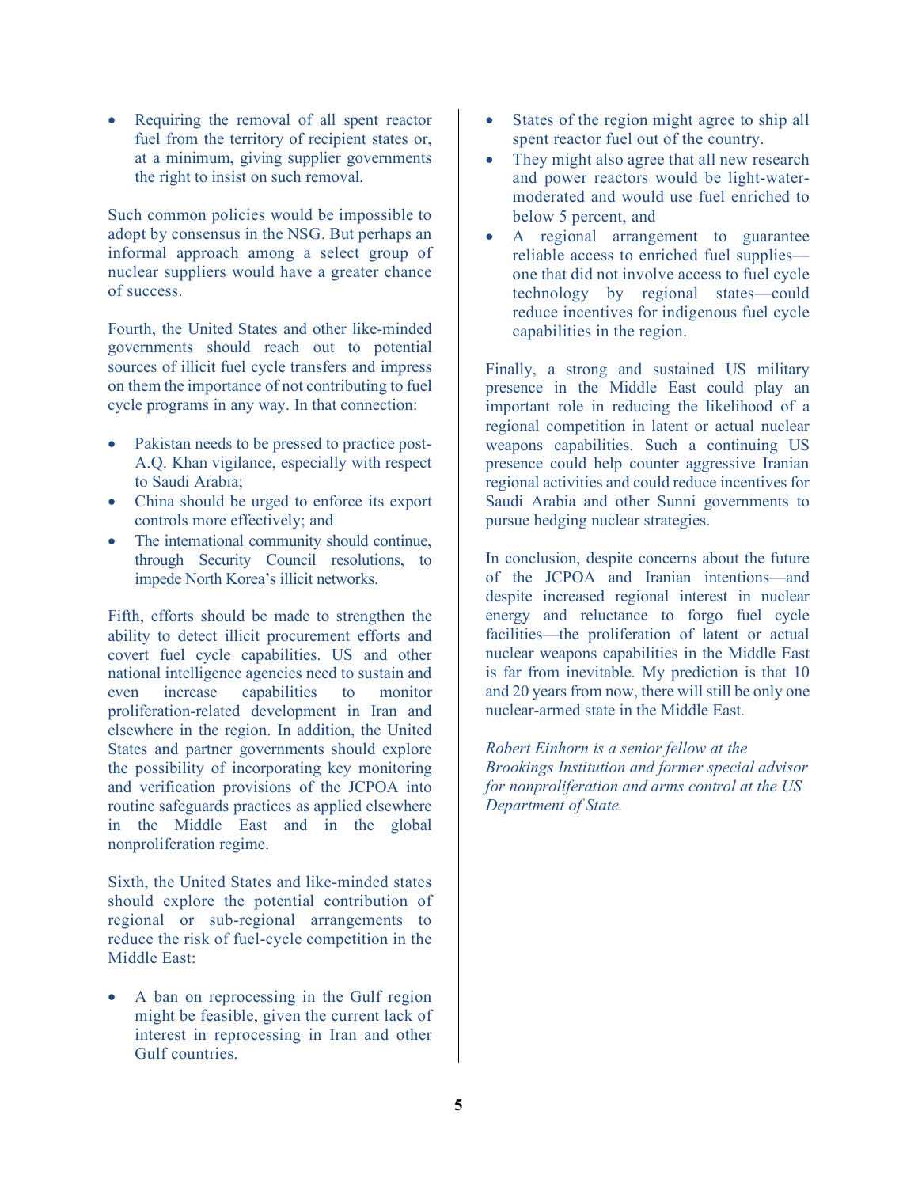- Requiring the removal of all spent reactor fuel from the territory of recipient states or, at a minimum, giving supplier governments the right to insist on such removal.

Such common policies would be impossible to adopt by consensus in the NSG. But perhaps an informal approach among a select group of nuclear suppliers would have a greater chance of success.

Fourth, the United States and other like-minded governments should reach out to potential sources of illicit fuel cycle transfers and impress on them the importance of not contributing to fuel cycle programs in any way. In that connection:

- Pakistan needs to be pressed to practice post-A.Q. Khan vigilance, especially with respect to Saudi Arabia;
- China should be urged to enforce its export controls more effectively; and
- The international community should continue, through Security Council resolutions, to impede North Korea's illicit networks.

Fifth, efforts should be made to strengthen the ability to detect illicit procurement efforts and covert fuel cycle capabilities. US and other national intelligence agencies need to sustain and even increase capabilities to monitor proliferation-related development in Iran and elsewhere in the region. In addition, the United States and partner governments should explore the possibility of incorporating key monitoring and verification provisions of the JCPOA into routine safeguards practices as applied elsewhere in the Middle East and in the global nonproliferation regime.

Sixth, the United States and like-minded states should explore the potential contribution of regional or sub-regional arrangements to reduce the risk of fuel-cycle competition in the Middle East:

- A ban on reprocessing in the Gulf region might be feasible, given the current lack of interest in reprocessing in Iran and other Gulf countries.
- States of the region might agree to ship all spent reactor fuel out of the country.
- They might also agree that all new research and power reactors would be light-water-moderated and would use fuel enriched to below 5 percent, and
- A regional arrangement to guarantee reliable access to enriched fuel supplies—one that did not involve access to fuel cycle technology by regional states—could reduce incentives for indigenous fuel cycle capabilities in the region.

Finally, a strong and sustained US military presence in the Middle East could play an important role in reducing the likelihood of a regional competition in latent or actual nuclear weapons capabilities. Such a continuing US presence could help counter aggressive Iranian regional activities and could reduce incentives for Saudi Arabia and other Sunni governments to pursue hedging nuclear strategies.

In conclusion, despite concerns about the future of the JCPOA and Iranian intentions—and despite increased regional interest in nuclear energy and reluctance to forgo fuel cycle facilities—the proliferation of latent or actual nuclear weapons capabilities in the Middle East is far from inevitable. My prediction is that 10 and 20 years from now, there will still be only one nuclear-armed state in the Middle East.

*Robert Einhorn is a senior fellow at the Brookings Institution and former special advisor for nonproliferation and arms control at the US Department of State.*